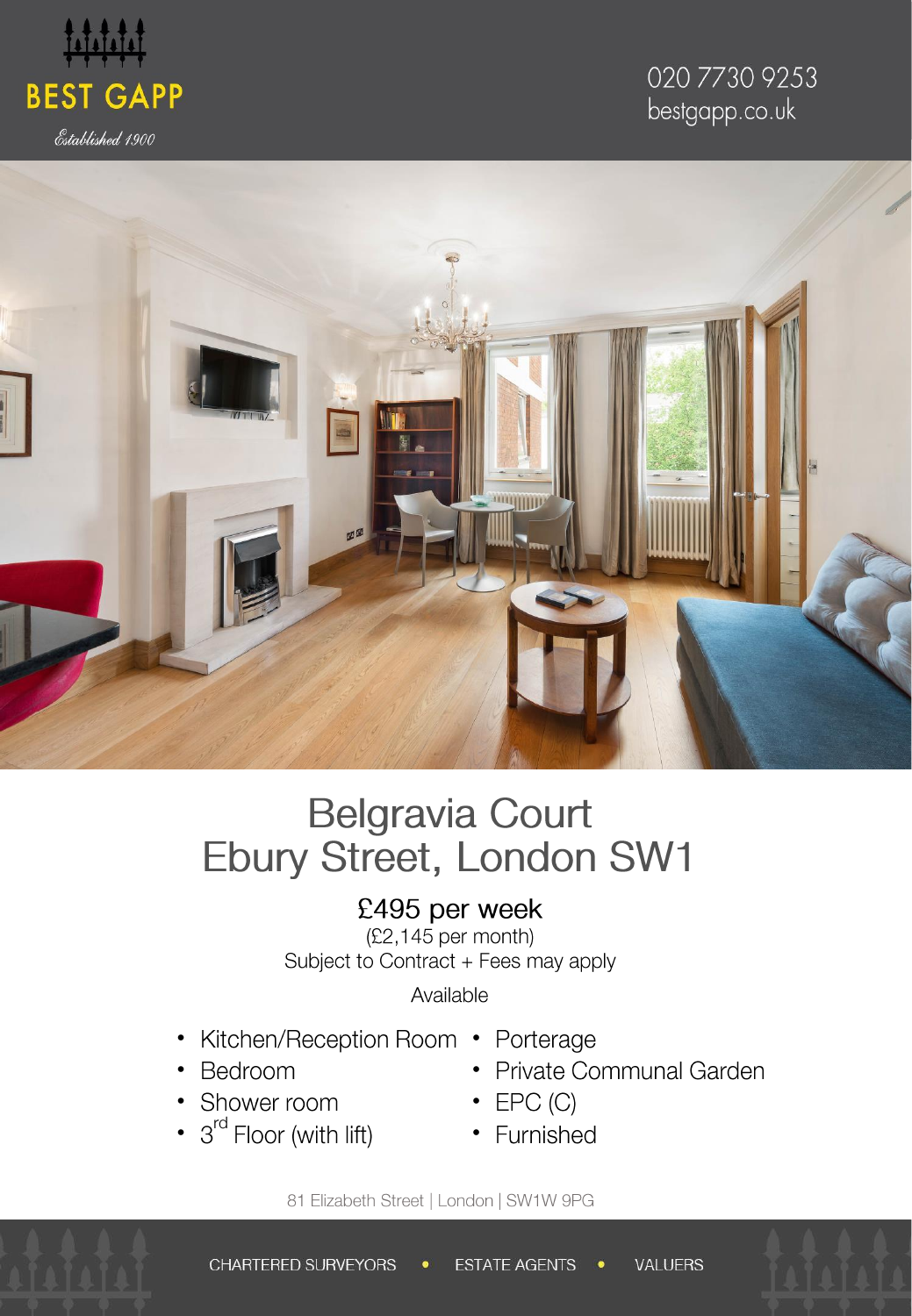BEST GAPP

*Established 1900*

020 7730 9253
bestgapp.co.uk

# Belgravia Court
# Ebury Street, London SW1

## £495 per week

(£2,145 per month)
Subject to Contract + Fees may apply

Available

- Kitchen/Reception Room
- Bedroom
- Shower room
- 3rd Floor (with lift)
- Porterage
- Private Communal Garden
- EPC (C)
- Furnished

81 Elizabeth Street | London | SW1W 9PG

CHARTERED SURVEYORS • ESTATE AGENTS • VALUERS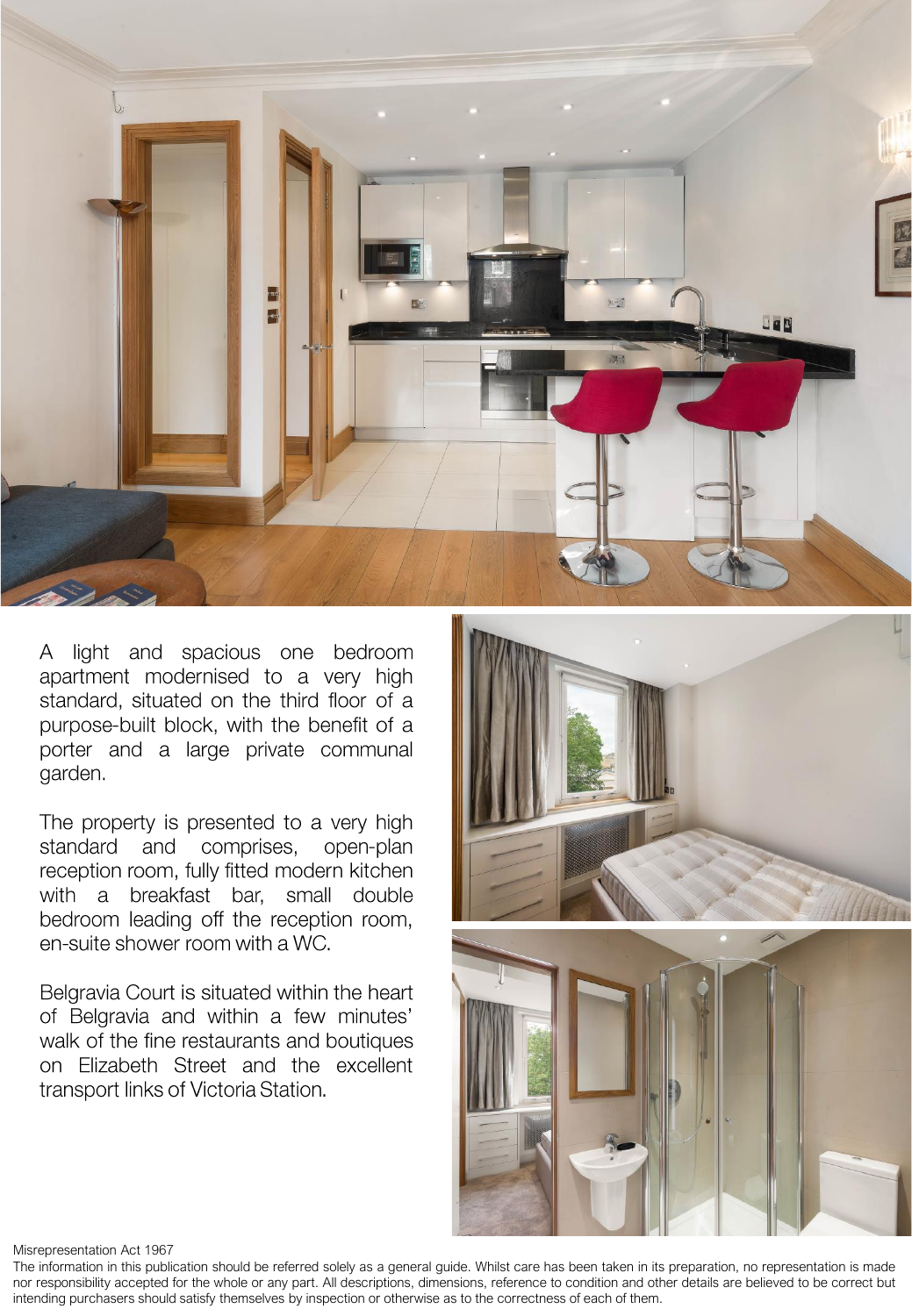A light and spacious one bedroom apartment modernised to a very high standard, situated on the third floor of a purpose-built block, with the benefit of a porter and a large private communal garden.

The property is presented to a very high standard and comprises, open-plan reception room, fully fitted modern kitchen with a breakfast bar, small double bedroom leading off the reception room, en-suite shower room with a WC.

Belgravia Court is situated within the heart of Belgravia and within a few minutes' walk of the fine restaurants and boutiques on Elizabeth Street and the excellent transport links of Victoria Station.

Misrepresentation Act 1967

The information in this publication should be referred solely as a general guide. Whilst care has been taken in its preparation, no representation is made nor responsibility accepted for the whole or any part. All descriptions, dimensions, reference to condition and other details are believed to be correct but intending purchasers should satisfy themselves by inspection or otherwise as to the correctness of each of them.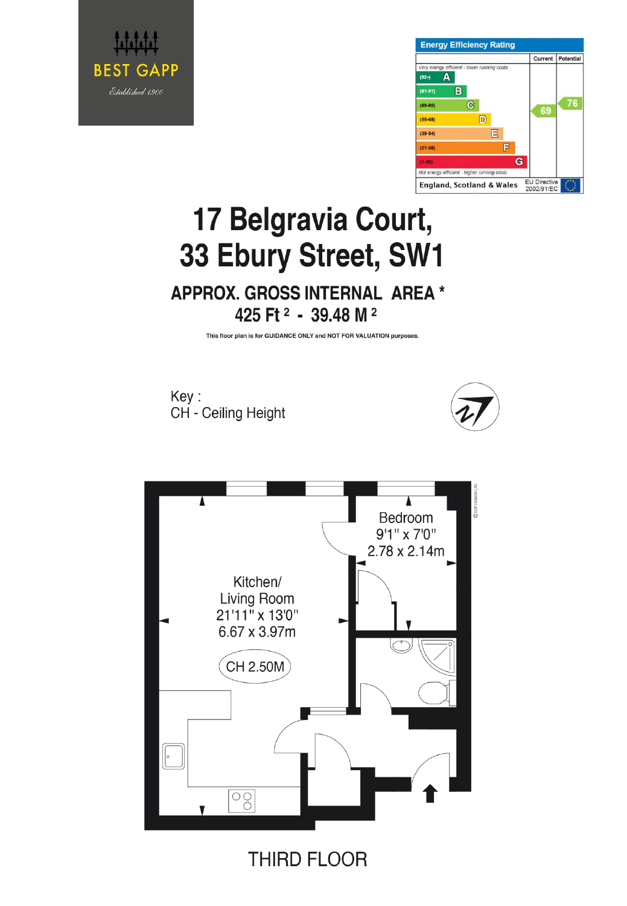BEST GAPP

*Established 1900*

Energy Efficiency Rating

| | Current | Potential |
|---|---|---|
| Very energy efficient - lower running costs | | |
| (92+) A | | |
| (81-91) B | | |
| (69-80) C | 69 | 76 |
| (55-68) D | | |
| (39-54) E | | |
| (21-38) F | | |
| (1-20) G | | |
| Not energy efficient - higher running costs | | |
| England, Scotland & Wales | EU Directive 2002/91/EC | |

# 17 Belgravia Court, 33 Ebury Street, SW1

## APPROX. GROSS INTERNAL AREA *

## 425 Ft $^2$ - 39.48 M $^2$

This floor plan is for GUIDANCE ONLY and NOT FOR VALUATION purposes.

Key :
CH - Ceiling Height

Bedroom
9'1" x 7'0"
2.78 x 2.14m

Kitchen/
Living Room
21'11" x 13'0"
6.67 x 3.97m

CH 2.50M

© CGP DESIGN LTD

THIRD FLOOR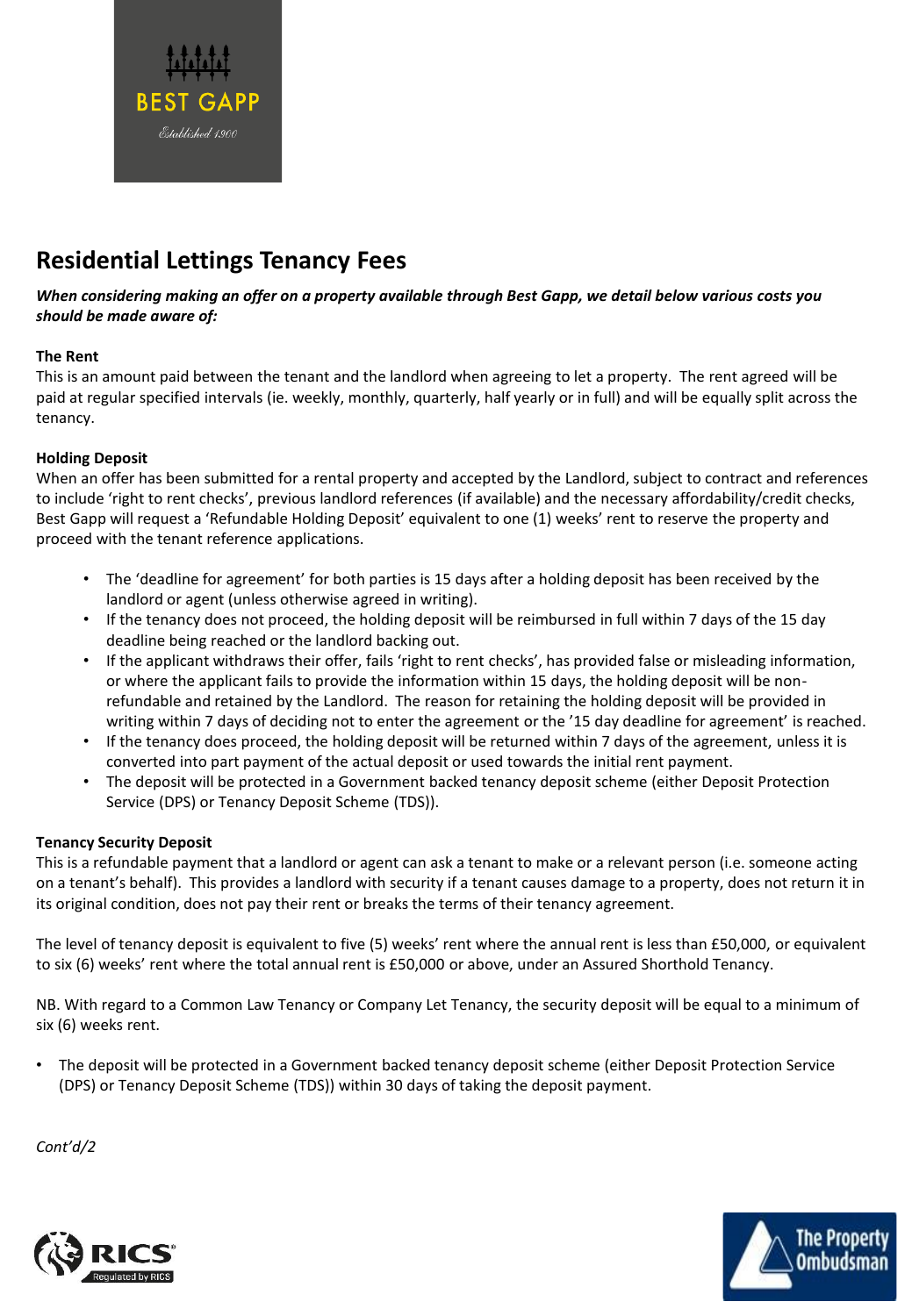BEST GAPP

Established 1900

# Residential Lettings Tenancy Fees

***When considering making an offer on a property available through Best Gapp, we detail below various costs you should be made aware of:***

**The Rent**

This is an amount paid between the tenant and the landlord when agreeing to let a property. The rent agreed will be paid at regular specified intervals (ie. weekly, monthly, quarterly, half yearly or in full) and will be equally split across the tenancy.

**Holding Deposit**

When an offer has been submitted for a rental property and accepted by the Landlord, subject to contract and references to include 'right to rent checks', previous landlord references (if available) and the necessary affordability/credit checks, Best Gapp will request a 'Refundable Holding Deposit' equivalent to one (1) weeks' rent to reserve the property and proceed with the tenant reference applications.

- The 'deadline for agreement' for both parties is 15 days after a holding deposit has been received by the landlord or agent (unless otherwise agreed in writing).
- If the tenancy does not proceed, the holding deposit will be reimbursed in full within 7 days of the 15 day deadline being reached or the landlord backing out.
- If the applicant withdraws their offer, fails 'right to rent checks', has provided false or misleading information, or where the applicant fails to provide the information within 15 days, the holding deposit will be non-refundable and retained by the Landlord. The reason for retaining the holding deposit will be provided in writing within 7 days of deciding not to enter the agreement or the '15 day deadline for agreement' is reached.
- If the tenancy does proceed, the holding deposit will be returned within 7 days of the agreement, unless it is converted into part payment of the actual deposit or used towards the initial rent payment.
- The deposit will be protected in a Government backed tenancy deposit scheme (either Deposit Protection Service (DPS) or Tenancy Deposit Scheme (TDS)).

**Tenancy Security Deposit**

This is a refundable payment that a landlord or agent can ask a tenant to make or a relevant person (i.e. someone acting on a tenant's behalf). This provides a landlord with security if a tenant causes damage to a property, does not return it in its original condition, does not pay their rent or breaks the terms of their tenancy agreement.

The level of tenancy deposit is equivalent to five (5) weeks' rent where the annual rent is less than £50,000, or equivalent to six (6) weeks' rent where the total annual rent is £50,000 or above, under an Assured Shorthold Tenancy.

NB. With regard to a Common Law Tenancy or Company Let Tenancy, the security deposit will be equal to a minimum of six (6) weeks rent.

- The deposit will be protected in a Government backed tenancy deposit scheme (either Deposit Protection Service (DPS) or Tenancy Deposit Scheme (TDS)) within 30 days of taking the deposit payment.

*Cont'd/2*

RICS Regulated by RICS

The Property Ombudsman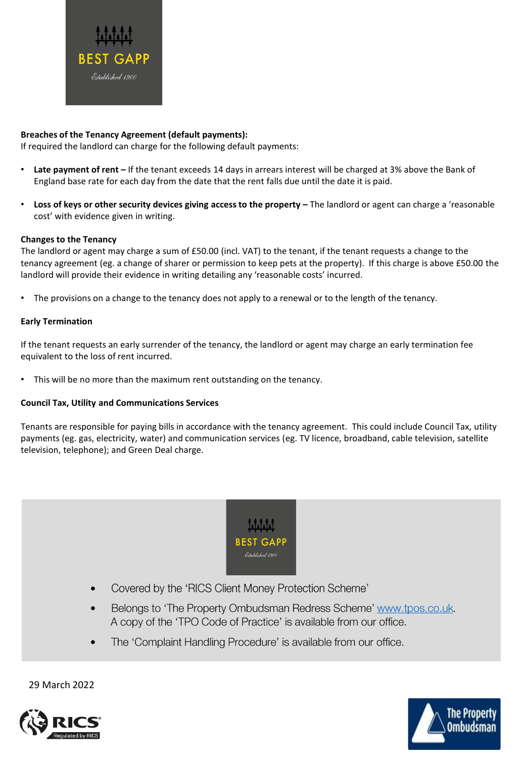**Breaches of the Tenancy Agreement (default payments):**
If required the landlord can charge for the following default payments:

- **Late payment of rent –** If the tenant exceeds 14 days in arrears interest will be charged at 3% above the Bank of England base rate for each day from the date that the rent falls due until the date it is paid.

- **Loss of keys or other security devices giving access to the property –** The landlord or agent can charge a 'reasonable cost' with evidence given in writing.

**Changes to the Tenancy**
The landlord or agent may charge a sum of £50.00 (incl. VAT) to the tenant, if the tenant requests a change to the tenancy agreement (eg. a change of sharer or permission to keep pets at the property). If this charge is above £50.00 the landlord will provide their evidence in writing detailing any 'reasonable costs' incurred.

- The provisions on a change to the tenancy does not apply to a renewal or to the length of the tenancy.

**Early Termination**

If the tenant requests an early surrender of the tenancy, the landlord or agent may charge an early termination fee equivalent to the loss of rent incurred.

- This will be no more than the maximum rent outstanding on the tenancy.

**Council Tax, Utility and Communications Services**

Tenants are responsible for paying bills in accordance with the tenancy agreement. This could include Council Tax, utility payments (eg. gas, electricity, water) and communication services (eg. TV licence, broadband, cable television, satellite television, telephone); and Green Deal charge.

BEST GAPP
Established 1900

- Covered by the 'RICS Client Money Protection Scheme'
- Belongs to 'The Property Ombudsman Redress Scheme' www.tpos.co.uk. A copy of the 'TPO Code of Practice' is available from our office.
- The 'Complaint Handling Procedure' is available from our office.

29 March 2022